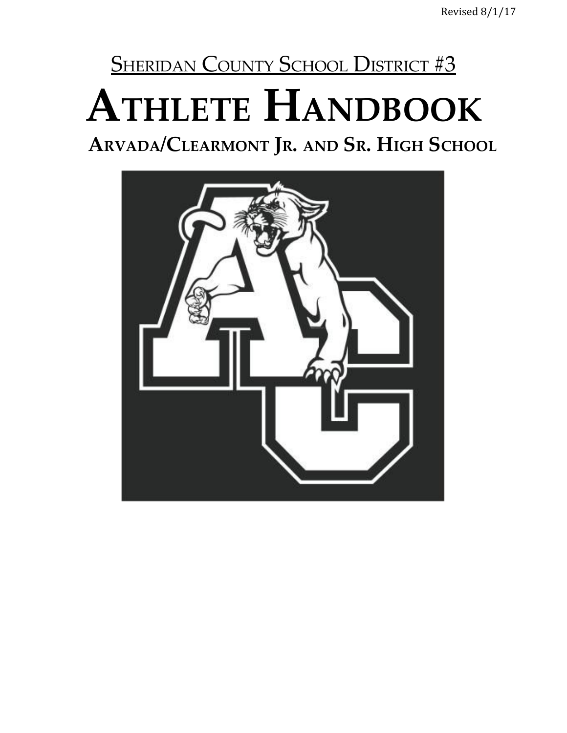Revised 8/1/17

## SHERIDAN COUNTY SCHOOL DISTRICT #3

# ATHLETE HANDBOOK

## ARVADA/CLEARMONT JR. AND SR. HIGH SCHOOL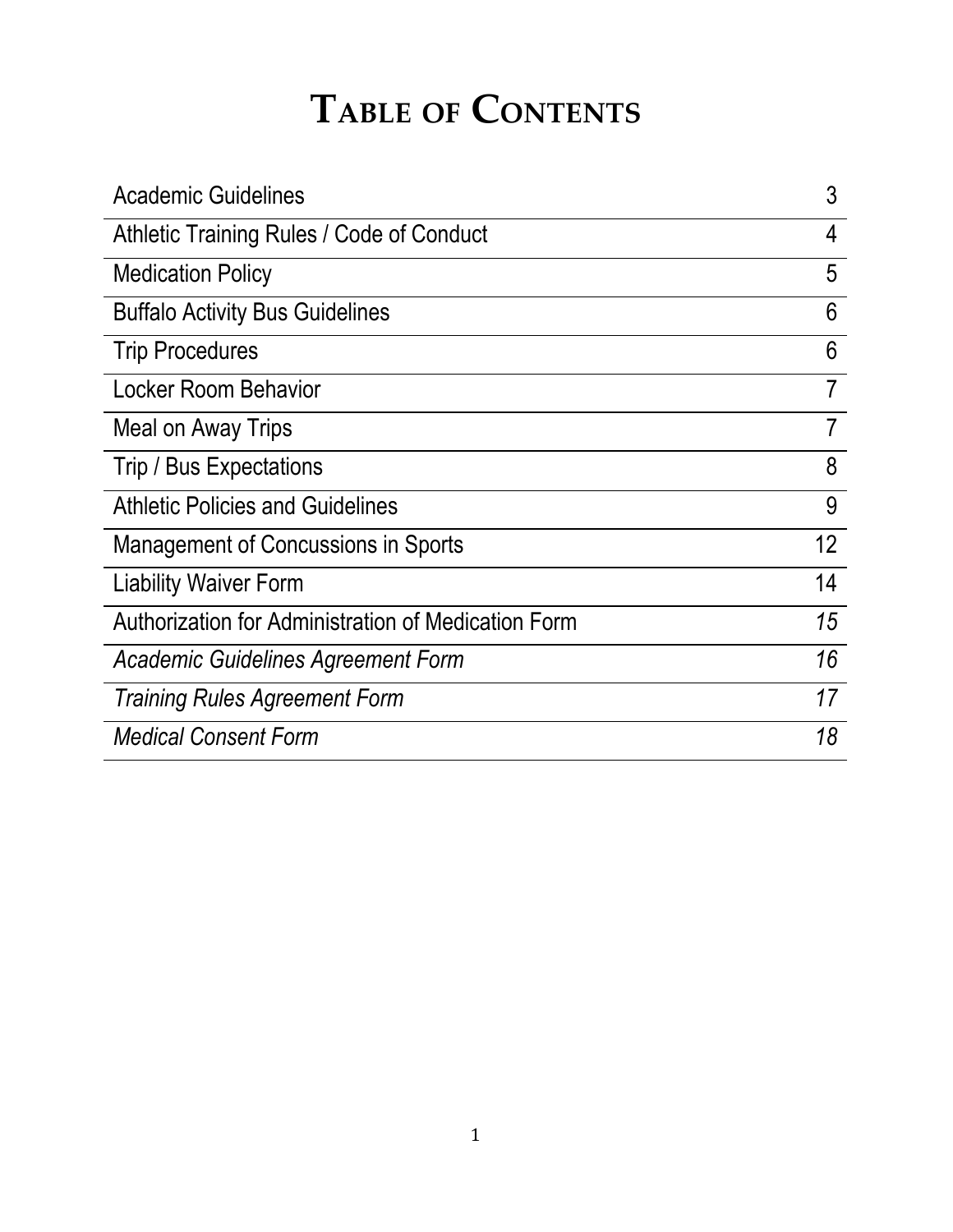# Table of Contents

| | |
|---|---|
| Academic Guidelines | 3 |
| Athletic Training Rules / Code of Conduct | 4 |
| Medication Policy | 5 |
| Buffalo Activity Bus Guidelines | 6 |
| Trip Procedures | 6 |
| Locker Room Behavior | 7 |
| Meal on Away Trips | 7 |
| Trip / Bus Expectations | 8 |
| Athletic Policies and Guidelines | 9 |
| Management of Concussions in Sports | 12 |
| Liability Waiver Form | 14 |
| Authorization for Administration of Medication Form | *15* |
| *Academic Guidelines Agreement Form* | *16* |
| *Training Rules Agreement Form* | *17* |
| *Medical Consent Form* | *18* |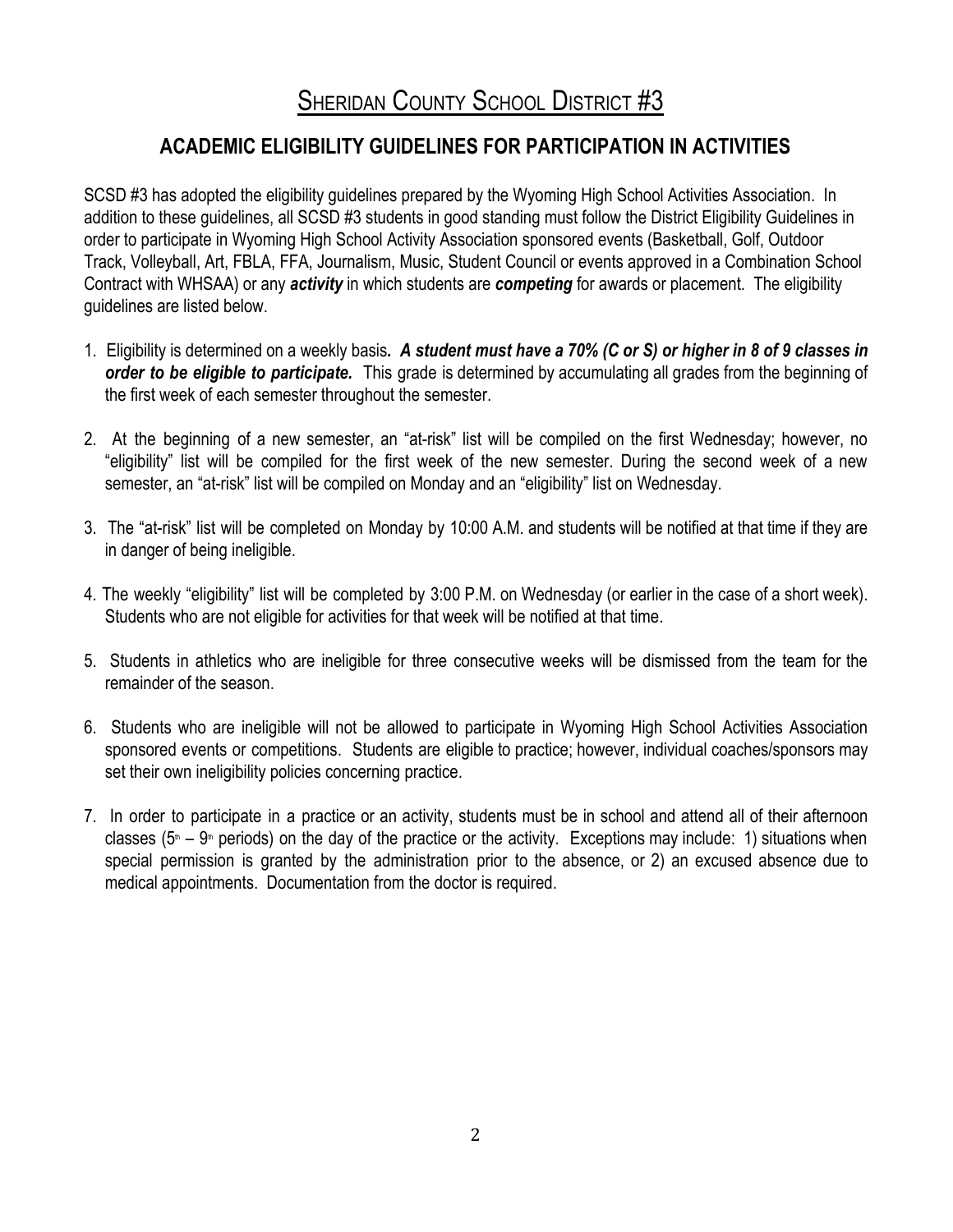# Sheridan County School District #3

## ACADEMIC ELIGIBILITY GUIDELINES FOR PARTICIPATION IN ACTIVITIES

SCSD #3 has adopted the eligibility guidelines prepared by the Wyoming High School Activities Association. In addition to these guidelines, all SCSD #3 students in good standing must follow the District Eligibility Guidelines in order to participate in Wyoming High School Activity Association sponsored events (Basketball, Golf, Outdoor Track, Volleyball, Art, FBLA, FFA, Journalism, Music, Student Council or events approved in a Combination School Contract with WHSAA) or any ***activity*** in which students are ***competing*** for awards or placement. The eligibility guidelines are listed below.

1. Eligibility is determined on a weekly basis***. A student must have a 70% (C or S) or higher in 8 of 9 classes in order to be eligible to participate.*** This grade is determined by accumulating all grades from the beginning of the first week of each semester throughout the semester.

2. At the beginning of a new semester, an "at-risk" list will be compiled on the first Wednesday; however, no "eligibility" list will be compiled for the first week of the new semester. During the second week of a new semester, an "at-risk" list will be compiled on Monday and an "eligibility" list on Wednesday.

3. The "at-risk" list will be completed on Monday by 10:00 A.M. and students will be notified at that time if they are in danger of being ineligible.

4. The weekly "eligibility" list will be completed by 3:00 P.M. on Wednesday (or earlier in the case of a short week). Students who are not eligible for activities for that week will be notified at that time.

5. Students in athletics who are ineligible for three consecutive weeks will be dismissed from the team for the remainder of the season.

6. Students who are ineligible will not be allowed to participate in Wyoming High School Activities Association sponsored events or competitions. Students are eligible to practice; however, individual coaches/sponsors may set their own ineligibility policies concerning practice.

7. In order to participate in a practice or an activity, students must be in school and attend all of their afternoon classes (5th – 9th periods) on the day of the practice or the activity. Exceptions may include: 1) situations when special permission is granted by the administration prior to the absence, or 2) an excused absence due to medical appointments. Documentation from the doctor is required.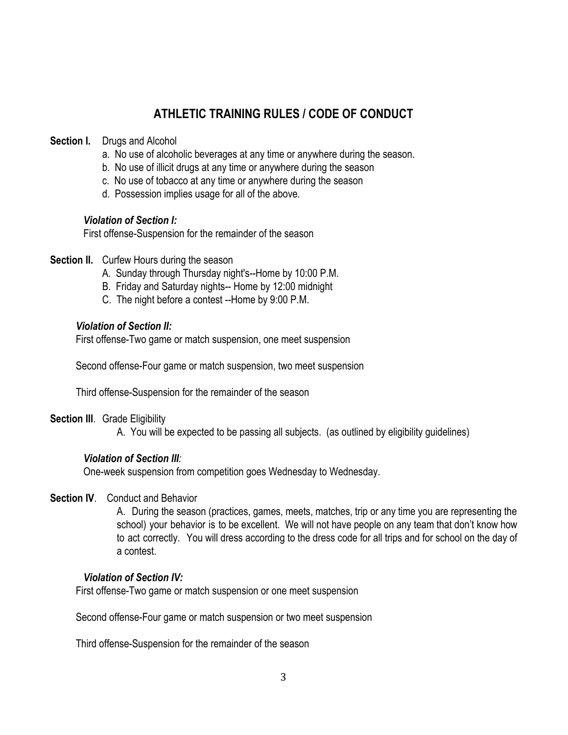# ATHLETIC TRAINING RULES / CODE OF CONDUCT

**Section I.** Drugs and Alcohol

a. No use of alcoholic beverages at any time or anywhere during the season.
b. No use of illicit drugs at any time or anywhere during the season
c. No use of tobacco at any time or anywhere during the season
d. Possession implies usage for all of the above.

***Violation of Section I:***

First offense-Suspension for the remainder of the season

**Section II.** Curfew Hours during the season

A. Sunday through Thursday night's--Home by 10:00 P.M.
B. Friday and Saturday nights-- Home by 12:00 midnight
C. The night before a contest --Home by 9:00 P.M.

***Violation of Section II:***

First offense-Two game or match suspension, one meet suspension

Second offense-Four game or match suspension, two meet suspension

Third offense-Suspension for the remainder of the season

**Section III**. Grade Eligibility

A. You will be expected to be passing all subjects. (as outlined by eligibility guidelines)

***Violation of Section III:***

One-week suspension from competition goes Wednesday to Wednesday.

**Section IV**. Conduct and Behavior

A. During the season (practices, games, meets, matches, trip or any time you are representing the school) your behavior is to be excellent. We will not have people on any team that don't know how to act correctly. You will dress according to the dress code for all trips and for school on the day of a contest.

***Violation of Section IV:***

First offense-Two game or match suspension or one meet suspension

Second offense-Four game or match suspension or two meet suspension

Third offense-Suspension for the remainder of the season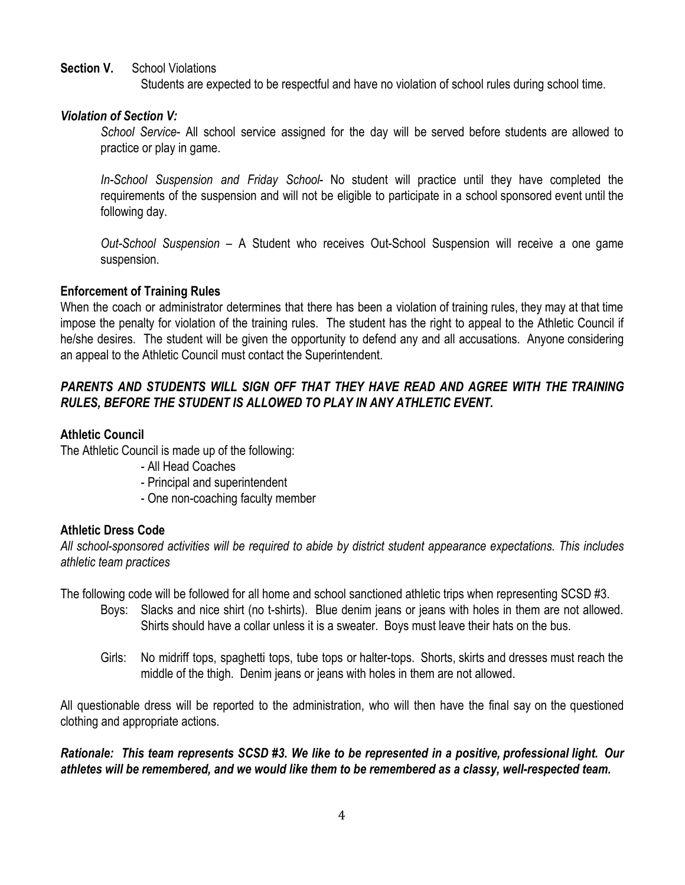**Section V.** School Violations

Students are expected to be respectful and have no violation of school rules during school time.

***Violation of Section V:***

*School Service*- All school service assigned for the day will be served before students are allowed to practice or play in game.

*In-School Suspension and Friday School*- No student will practice until they have completed the requirements of the suspension and will not be eligible to participate in a school sponsored event until the following day.

*Out-School Suspension* – A Student who receives Out-School Suspension will receive a one game suspension.

**Enforcement of Training Rules**

When the coach or administrator determines that there has been a violation of training rules, they may at that time impose the penalty for violation of the training rules. The student has the right to appeal to the Athletic Council if he/she desires. The student will be given the opportunity to defend any and all accusations. Anyone considering an appeal to the Athletic Council must contact the Superintendent.

***PARENTS AND STUDENTS WILL SIGN OFF THAT THEY HAVE READ AND AGREE WITH THE TRAINING RULES, BEFORE THE STUDENT IS ALLOWED TO PLAY IN ANY ATHLETIC EVENT.***

**Athletic Council**

The Athletic Council is made up of the following:

- All Head Coaches
- Principal and superintendent
- One non-coaching faculty member

**Athletic Dress Code**

*All school-sponsored activities will be required to abide by district student appearance expectations. This includes athletic team practices*

The following code will be followed for all home and school sanctioned athletic trips when representing SCSD #3.

Boys: Slacks and nice shirt (no t-shirts). Blue denim jeans or jeans with holes in them are not allowed. Shirts should have a collar unless it is a sweater. Boys must leave their hats on the bus.

Girls: No midriff tops, spaghetti tops, tube tops or halter-tops. Shorts, skirts and dresses must reach the middle of the thigh. Denim jeans or jeans with holes in them are not allowed.

All questionable dress will be reported to the administration, who will then have the final say on the questioned clothing and appropriate actions.

***Rationale: This team represents SCSD #3. We like to be represented in a positive, professional light. Our athletes will be remembered, and we would like them to be remembered as a classy, well-respected team.***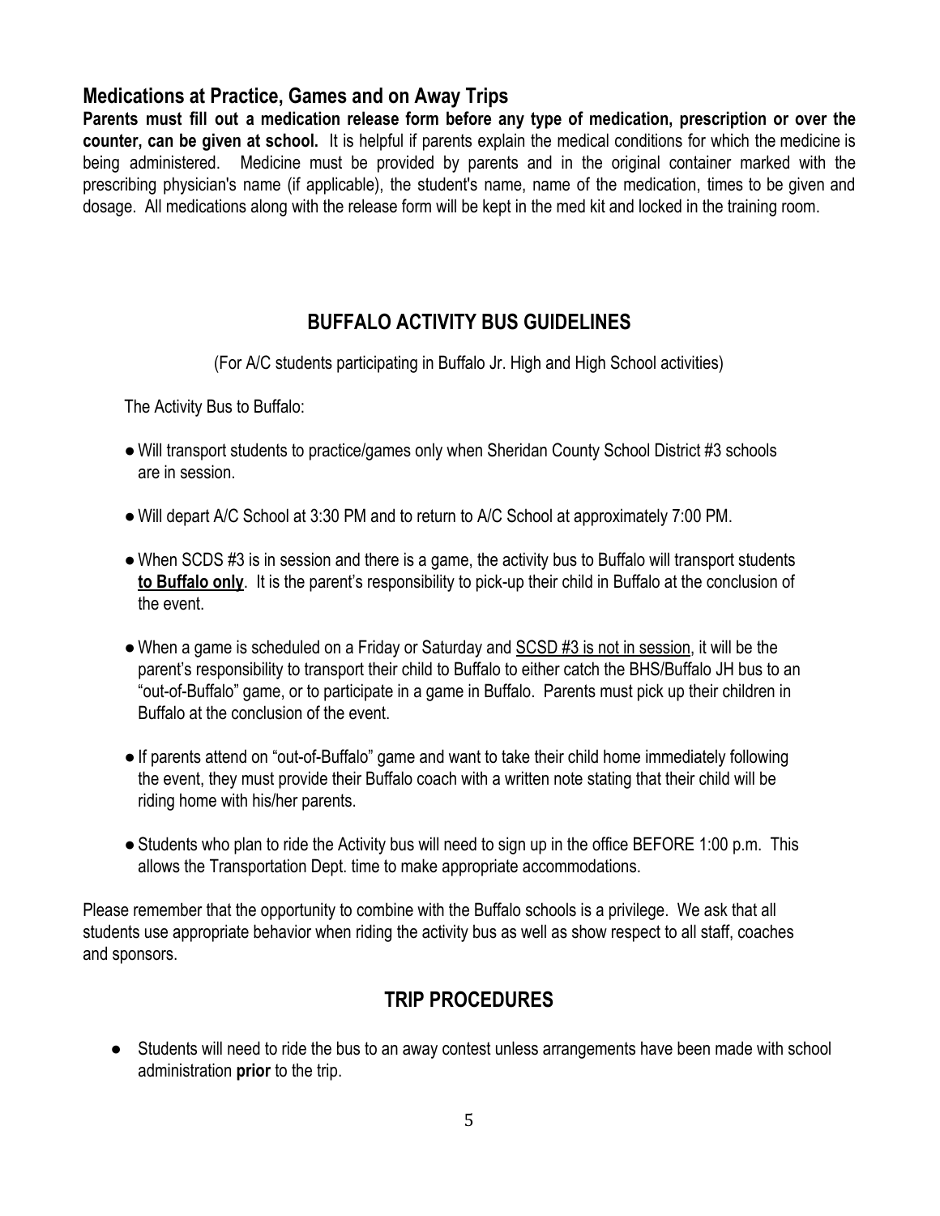## Medications at Practice, Games and on Away Trips

**Parents must fill out a medication release form before any type of medication, prescription or over the counter, can be given at school.** It is helpful if parents explain the medical conditions for which the medicine is being administered. Medicine must be provided by parents and in the original container marked with the prescribing physician's name (if applicable), the student's name, name of the medication, times to be given and dosage. All medications along with the release form will be kept in the med kit and locked in the training room.

## BUFFALO ACTIVITY BUS GUIDELINES

(For A/C students participating in Buffalo Jr. High and High School activities)

The Activity Bus to Buffalo:

- Will transport students to practice/games only when Sheridan County School District #3 schools are in session.
- Will depart A/C School at 3:30 PM and to return to A/C School at approximately 7:00 PM.
- When SCDS #3 is in session and there is a game, the activity bus to Buffalo will transport students **to Buffalo only**. It is the parent's responsibility to pick-up their child in Buffalo at the conclusion of the event.
- When a game is scheduled on a Friday or Saturday and SCSD #3 is not in session, it will be the parent's responsibility to transport their child to Buffalo to either catch the BHS/Buffalo JH bus to an "out-of-Buffalo" game, or to participate in a game in Buffalo. Parents must pick up their children in Buffalo at the conclusion of the event.
- If parents attend on "out-of-Buffalo" game and want to take their child home immediately following the event, they must provide their Buffalo coach with a written note stating that their child will be riding home with his/her parents.
- Students who plan to ride the Activity bus will need to sign up in the office BEFORE 1:00 p.m. This allows the Transportation Dept. time to make appropriate accommodations.

Please remember that the opportunity to combine with the Buffalo schools is a privilege. We ask that all students use appropriate behavior when riding the activity bus as well as show respect to all staff, coaches and sponsors.

## TRIP PROCEDURES

- Students will need to ride the bus to an away contest unless arrangements have been made with school administration **prior** to the trip.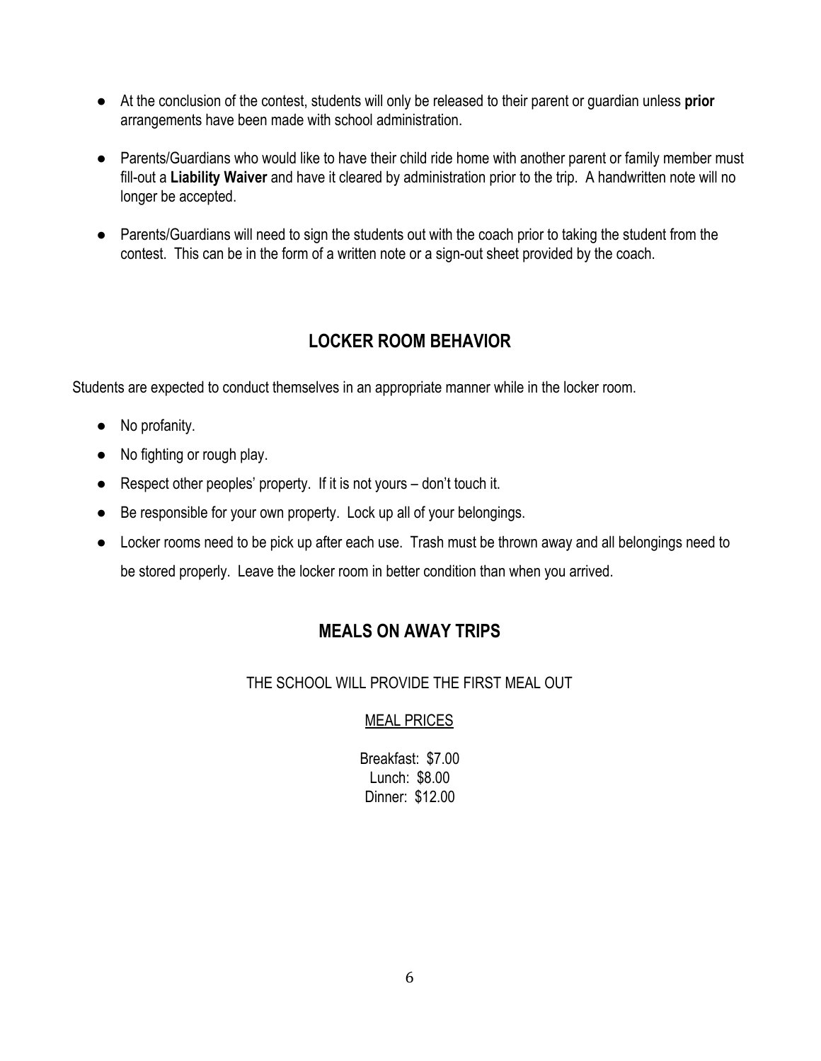- At the conclusion of the contest, students will only be released to their parent or guardian unless **prior** arrangements have been made with school administration.
- Parents/Guardians who would like to have their child ride home with another parent or family member must fill-out a **Liability Waiver** and have it cleared by administration prior to the trip. A handwritten note will no longer be accepted.
- Parents/Guardians will need to sign the students out with the coach prior to taking the student from the contest. This can be in the form of a written note or a sign-out sheet provided by the coach.

## LOCKER ROOM BEHAVIOR

Students are expected to conduct themselves in an appropriate manner while in the locker room.

- No profanity.
- No fighting or rough play.
- Respect other peoples' property. If it is not yours – don't touch it.
- Be responsible for your own property. Lock up all of your belongings.
- Locker rooms need to be pick up after each use. Trash must be thrown away and all belongings need to be stored properly. Leave the locker room in better condition than when you arrived.

## MEALS ON AWAY TRIPS

THE SCHOOL WILL PROVIDE THE FIRST MEAL OUT

MEAL PRICES

Breakfast: $7.00
Lunch: $8.00
Dinner: $12.00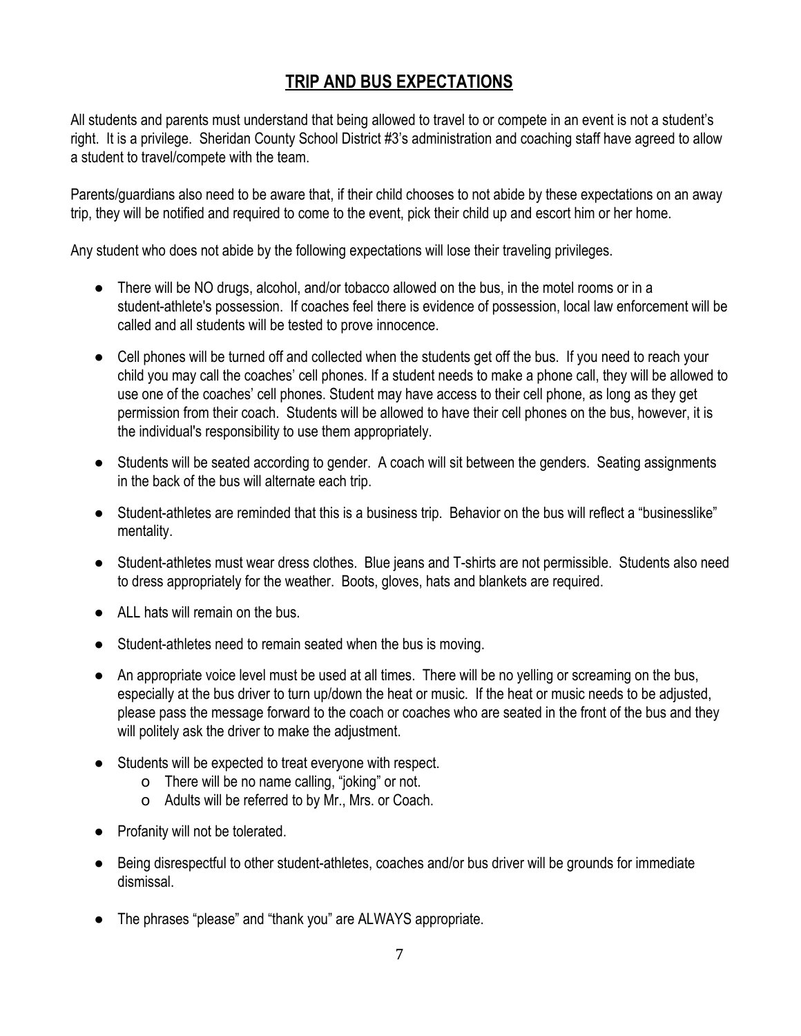## TRIP AND BUS EXPECTATIONS

All students and parents must understand that being allowed to travel to or compete in an event is not a student's right. It is a privilege. Sheridan County School District #3's administration and coaching staff have agreed to allow a student to travel/compete with the team.

Parents/guardians also need to be aware that, if their child chooses to not abide by these expectations on an away trip, they will be notified and required to come to the event, pick their child up and escort him or her home.

Any student who does not abide by the following expectations will lose their traveling privileges.

- There will be NO drugs, alcohol, and/or tobacco allowed on the bus, in the motel rooms or in a student-athlete's possession. If coaches feel there is evidence of possession, local law enforcement will be called and all students will be tested to prove innocence.
- Cell phones will be turned off and collected when the students get off the bus. If you need to reach your child you may call the coaches' cell phones. If a student needs to make a phone call, they will be allowed to use one of the coaches' cell phones. Student may have access to their cell phone, as long as they get permission from their coach. Students will be allowed to have their cell phones on the bus, however, it is the individual's responsibility to use them appropriately.
- Students will be seated according to gender. A coach will sit between the genders. Seating assignments in the back of the bus will alternate each trip.
- Student-athletes are reminded that this is a business trip. Behavior on the bus will reflect a "businesslike" mentality.
- Student-athletes must wear dress clothes. Blue jeans and T-shirts are not permissible. Students also need to dress appropriately for the weather. Boots, gloves, hats and blankets are required.
- ALL hats will remain on the bus.
- Student-athletes need to remain seated when the bus is moving.
- An appropriate voice level must be used at all times. There will be no yelling or screaming on the bus, especially at the bus driver to turn up/down the heat or music. If the heat or music needs to be adjusted, please pass the message forward to the coach or coaches who are seated in the front of the bus and they will politely ask the driver to make the adjustment.
- Students will be expected to treat everyone with respect.
  - There will be no name calling, "joking" or not.
  - Adults will be referred to by Mr., Mrs. or Coach.
- Profanity will not be tolerated.
- Being disrespectful to other student-athletes, coaches and/or bus driver will be grounds for immediate dismissal.
- The phrases "please" and "thank you" are ALWAYS appropriate.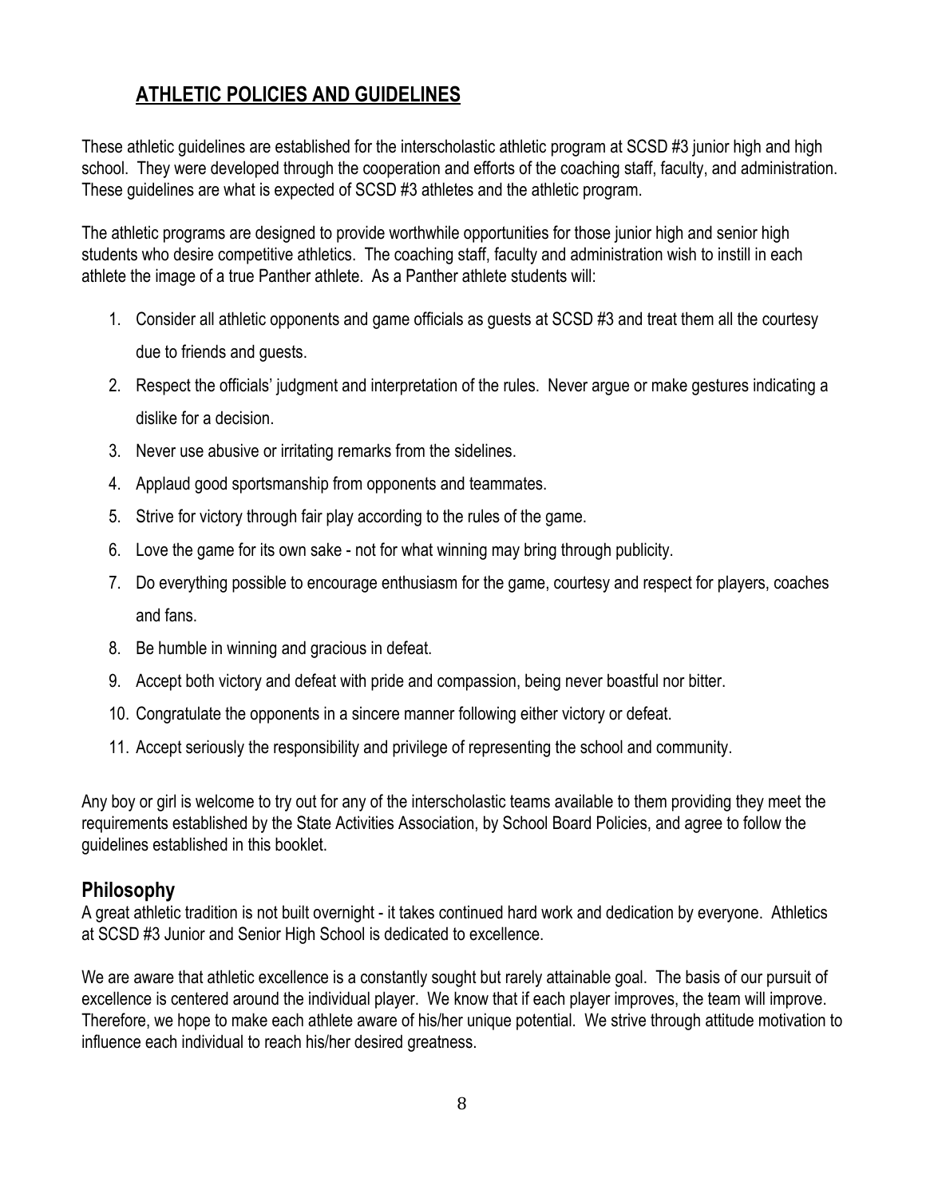## ATHLETIC POLICIES AND GUIDELINES

These athletic guidelines are established for the interscholastic athletic program at SCSD #3 junior high and high school. They were developed through the cooperation and efforts of the coaching staff, faculty, and administration. These guidelines are what is expected of SCSD #3 athletes and the athletic program.

The athletic programs are designed to provide worthwhile opportunities for those junior high and senior high students who desire competitive athletics. The coaching staff, faculty and administration wish to instill in each athlete the image of a true Panther athlete. As a Panther athlete students will:

1. Consider all athletic opponents and game officials as guests at SCSD #3 and treat them all the courtesy due to friends and guests.
2. Respect the officials' judgment and interpretation of the rules. Never argue or make gestures indicating a dislike for a decision.
3. Never use abusive or irritating remarks from the sidelines.
4. Applaud good sportsmanship from opponents and teammates.
5. Strive for victory through fair play according to the rules of the game.
6. Love the game for its own sake - not for what winning may bring through publicity.
7. Do everything possible to encourage enthusiasm for the game, courtesy and respect for players, coaches and fans.
8. Be humble in winning and gracious in defeat.
9. Accept both victory and defeat with pride and compassion, being never boastful nor bitter.
10. Congratulate the opponents in a sincere manner following either victory or defeat.
11. Accept seriously the responsibility and privilege of representing the school and community.

Any boy or girl is welcome to try out for any of the interscholastic teams available to them providing they meet the requirements established by the State Activities Association, by School Board Policies, and agree to follow the guidelines established in this booklet.

### Philosophy

A great athletic tradition is not built overnight - it takes continued hard work and dedication by everyone. Athletics at SCSD #3 Junior and Senior High School is dedicated to excellence.

We are aware that athletic excellence is a constantly sought but rarely attainable goal. The basis of our pursuit of excellence is centered around the individual player. We know that if each player improves, the team will improve. Therefore, we hope to make each athlete aware of his/her unique potential. We strive through attitude motivation to influence each individual to reach his/her desired greatness.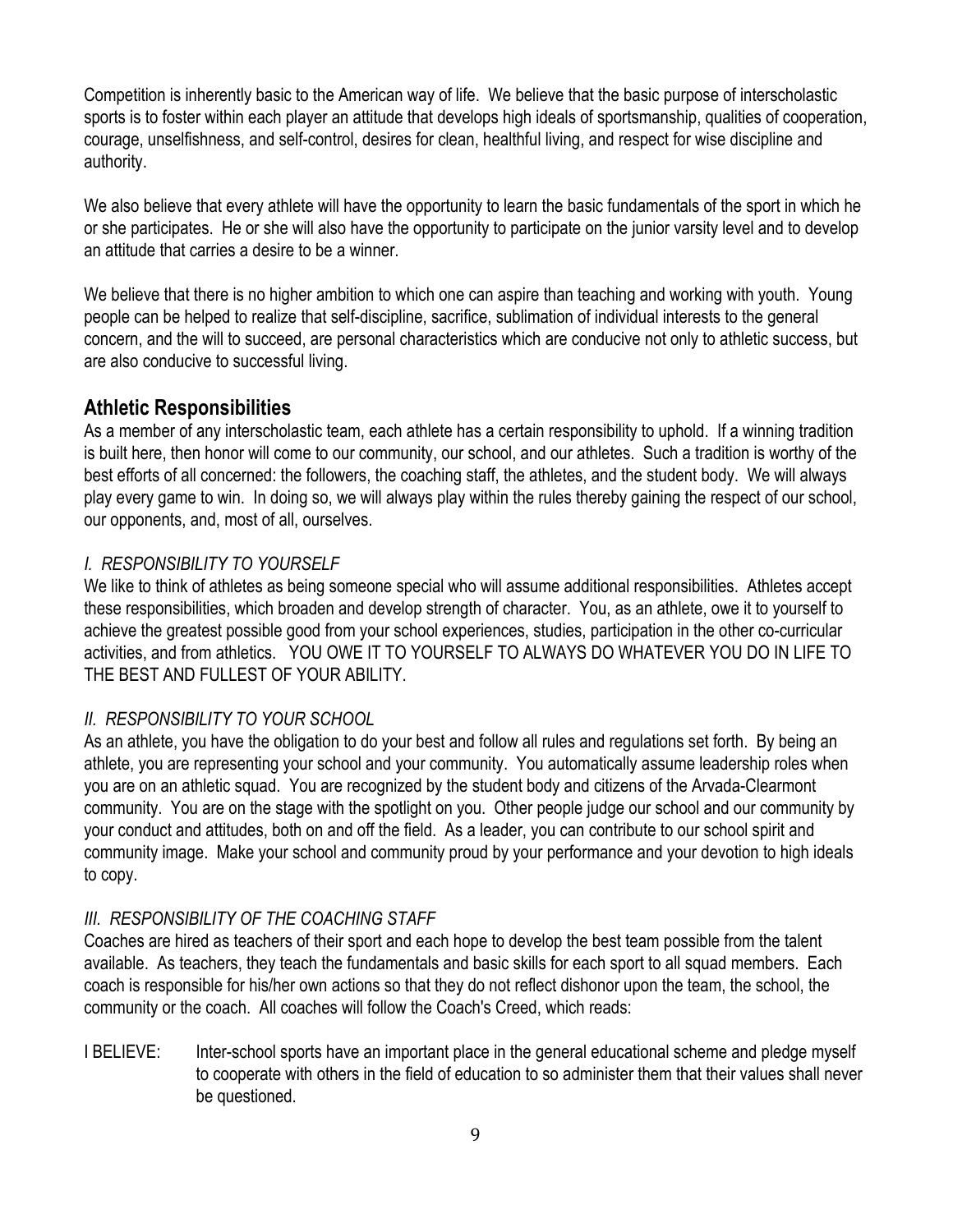Competition is inherently basic to the American way of life. We believe that the basic purpose of interscholastic sports is to foster within each player an attitude that develops high ideals of sportsmanship, qualities of cooperation, courage, unselfishness, and self-control, desires for clean, healthful living, and respect for wise discipline and authority.

We also believe that every athlete will have the opportunity to learn the basic fundamentals of the sport in which he or she participates. He or she will also have the opportunity to participate on the junior varsity level and to develop an attitude that carries a desire to be a winner.

We believe that there is no higher ambition to which one can aspire than teaching and working with youth. Young people can be helped to realize that self-discipline, sacrifice, sublimation of individual interests to the general concern, and the will to succeed, are personal characteristics which are conducive not only to athletic success, but are also conducive to successful living.

## Athletic Responsibilities

As a member of any interscholastic team, each athlete has a certain responsibility to uphold. If a winning tradition is built here, then honor will come to our community, our school, and our athletes. Such a tradition is worthy of the best efforts of all concerned: the followers, the coaching staff, the athletes, and the student body. We will always play every game to win. In doing so, we will always play within the rules thereby gaining the respect of our school, our opponents, and, most of all, ourselves.

*I. RESPONSIBILITY TO YOURSELF*

We like to think of athletes as being someone special who will assume additional responsibilities. Athletes accept these responsibilities, which broaden and develop strength of character. You, as an athlete, owe it to yourself to achieve the greatest possible good from your school experiences, studies, participation in the other co-curricular activities, and from athletics. YOU OWE IT TO YOURSELF TO ALWAYS DO WHATEVER YOU DO IN LIFE TO THE BEST AND FULLEST OF YOUR ABILITY.

*II. RESPONSIBILITY TO YOUR SCHOOL*

As an athlete, you have the obligation to do your best and follow all rules and regulations set forth. By being an athlete, you are representing your school and your community. You automatically assume leadership roles when you are on an athletic squad. You are recognized by the student body and citizens of the Arvada-Clearmont community. You are on the stage with the spotlight on you. Other people judge our school and our community by your conduct and attitudes, both on and off the field. As a leader, you can contribute to our school spirit and community image. Make your school and community proud by your performance and your devotion to high ideals to copy.

*III. RESPONSIBILITY OF THE COACHING STAFF*

Coaches are hired as teachers of their sport and each hope to develop the best team possible from the talent available. As teachers, they teach the fundamentals and basic skills for each sport to all squad members. Each coach is responsible for his/her own actions so that they do not reflect dishonor upon the team, the school, the community or the coach. All coaches will follow the Coach's Creed, which reads:

I BELIEVE: Inter-school sports have an important place in the general educational scheme and pledge myself to cooperate with others in the field of education to so administer them that their values shall never be questioned.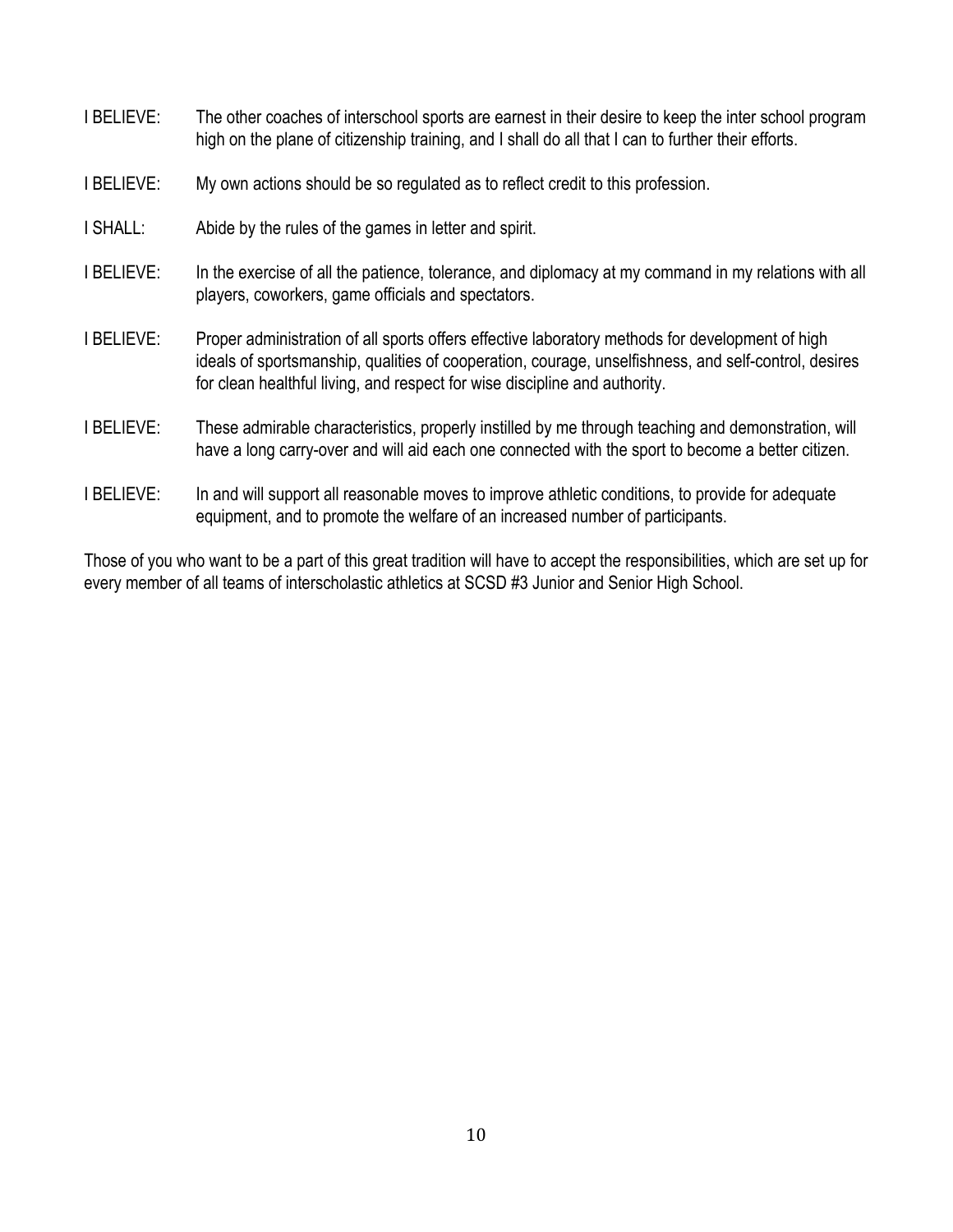I BELIEVE: The other coaches of interschool sports are earnest in their desire to keep the inter school program high on the plane of citizenship training, and I shall do all that I can to further their efforts.

I BELIEVE: My own actions should be so regulated as to reflect credit to this profession.

I SHALL: Abide by the rules of the games in letter and spirit.

I BELIEVE: In the exercise of all the patience, tolerance, and diplomacy at my command in my relations with all players, coworkers, game officials and spectators.

I BELIEVE: Proper administration of all sports offers effective laboratory methods for development of high ideals of sportsmanship, qualities of cooperation, courage, unselfishness, and self-control, desires for clean healthful living, and respect for wise discipline and authority.

I BELIEVE: These admirable characteristics, properly instilled by me through teaching and demonstration, will have a long carry-over and will aid each one connected with the sport to become a better citizen.

I BELIEVE: In and will support all reasonable moves to improve athletic conditions, to provide for adequate equipment, and to promote the welfare of an increased number of participants.

Those of you who want to be a part of this great tradition will have to accept the responsibilities, which are set up for every member of all teams of interscholastic athletics at SCSD #3 Junior and Senior High School.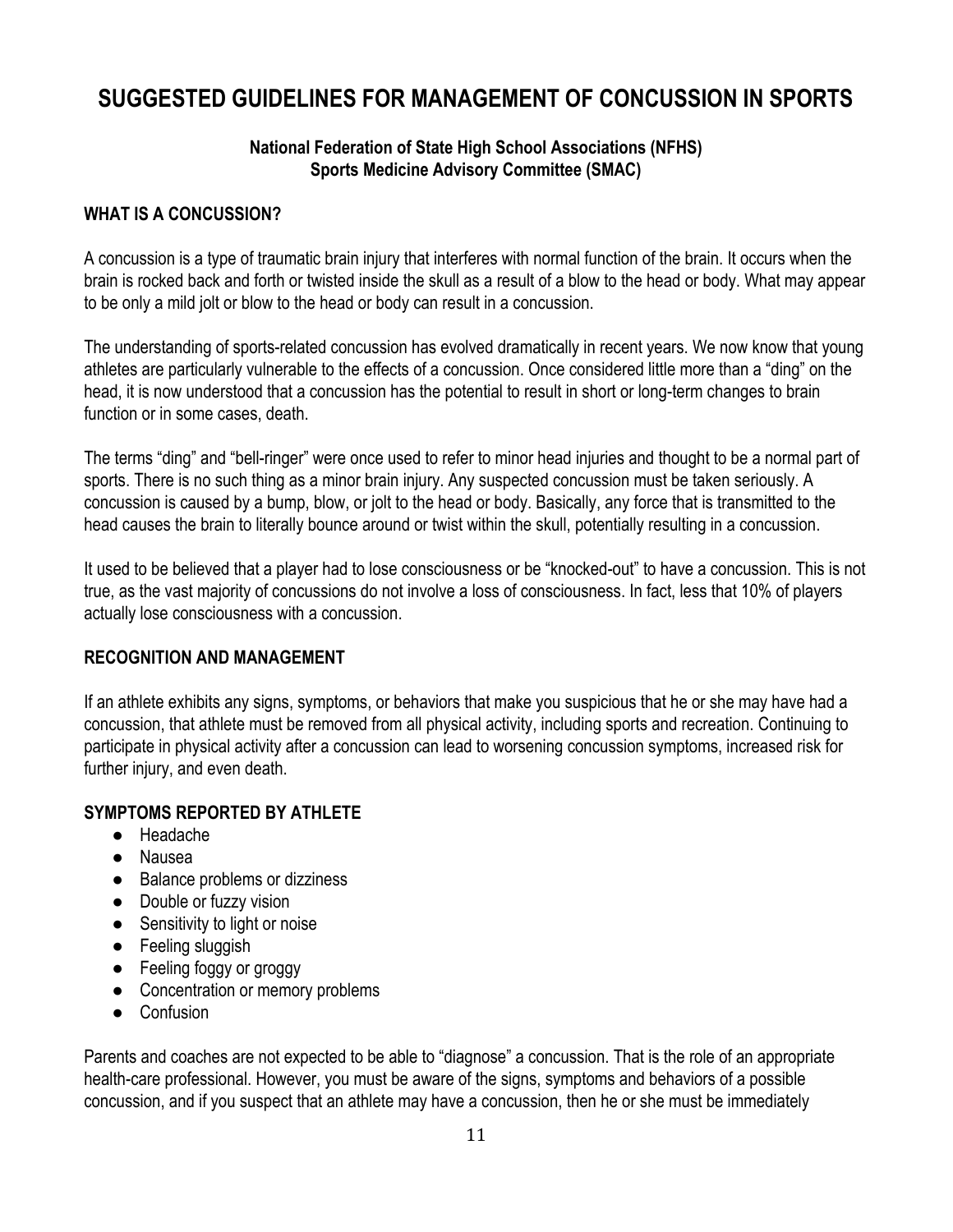# SUGGESTED GUIDELINES FOR MANAGEMENT OF CONCUSSION IN SPORTS

**National Federation of State High School Associations (NFHS)**
**Sports Medicine Advisory Committee (SMAC)**

## WHAT IS A CONCUSSION?

A concussion is a type of traumatic brain injury that interferes with normal function of the brain. It occurs when the brain is rocked back and forth or twisted inside the skull as a result of a blow to the head or body. What may appear to be only a mild jolt or blow to the head or body can result in a concussion.

The understanding of sports-related concussion has evolved dramatically in recent years. We now know that young athletes are particularly vulnerable to the effects of a concussion. Once considered little more than a "ding" on the head, it is now understood that a concussion has the potential to result in short or long-term changes to brain function or in some cases, death.

The terms "ding" and "bell-ringer" were once used to refer to minor head injuries and thought to be a normal part of sports. There is no such thing as a minor brain injury. Any suspected concussion must be taken seriously. A concussion is caused by a bump, blow, or jolt to the head or body. Basically, any force that is transmitted to the head causes the brain to literally bounce around or twist within the skull, potentially resulting in a concussion.

It used to be believed that a player had to lose consciousness or be "knocked-out" to have a concussion. This is not true, as the vast majority of concussions do not involve a loss of consciousness. In fact, less that 10% of players actually lose consciousness with a concussion.

## RECOGNITION AND MANAGEMENT

If an athlete exhibits any signs, symptoms, or behaviors that make you suspicious that he or she may have had a concussion, that athlete must be removed from all physical activity, including sports and recreation. Continuing to participate in physical activity after a concussion can lead to worsening concussion symptoms, increased risk for further injury, and even death.

## SYMPTOMS REPORTED BY ATHLETE

- Headache
- Nausea
- Balance problems or dizziness
- Double or fuzzy vision
- Sensitivity to light or noise
- Feeling sluggish
- Feeling foggy or groggy
- Concentration or memory problems
- Confusion

Parents and coaches are not expected to be able to "diagnose" a concussion. That is the role of an appropriate health-care professional. However, you must be aware of the signs, symptoms and behaviors of a possible concussion, and if you suspect that an athlete may have a concussion, then he or she must be immediately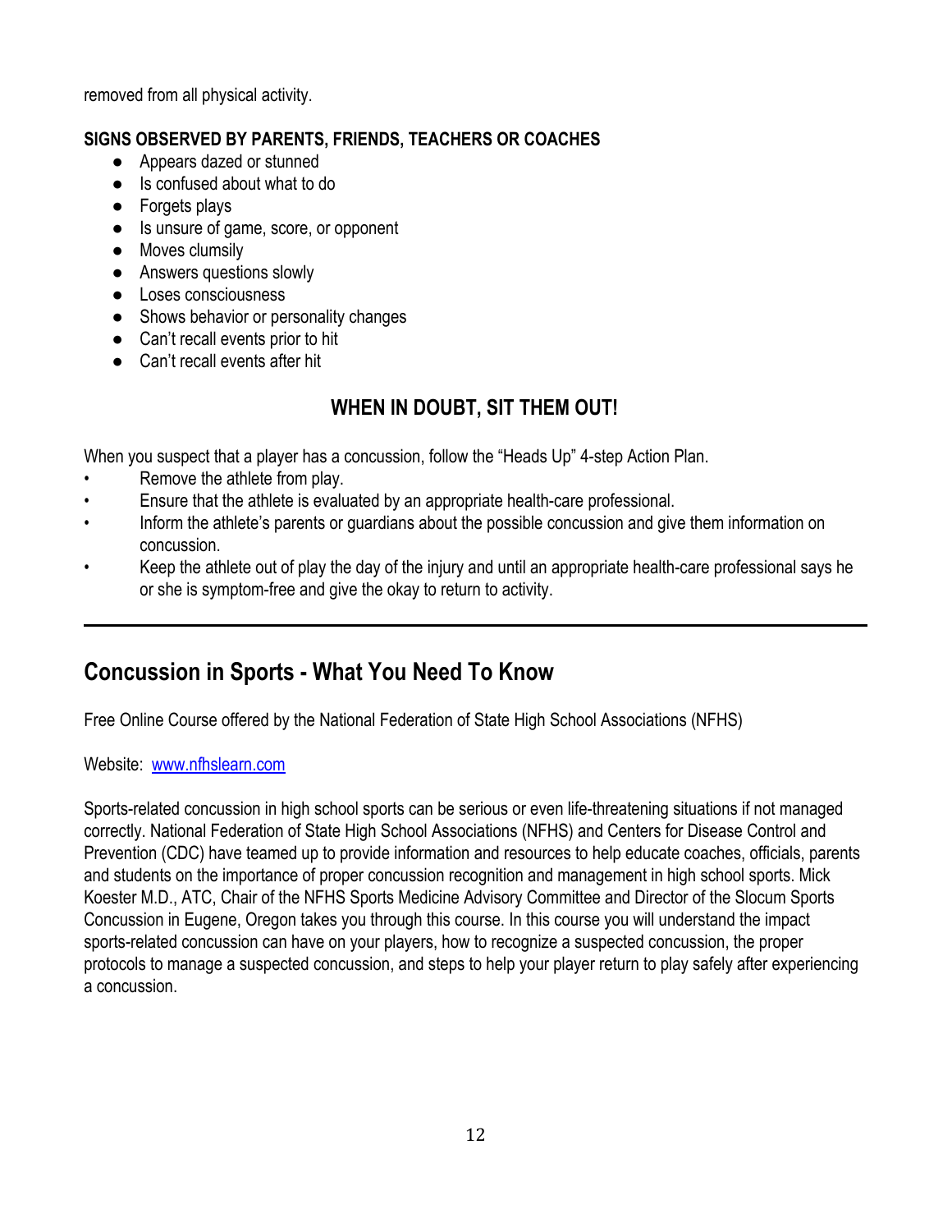removed from all physical activity.

**SIGNS OBSERVED BY PARENTS, FRIENDS, TEACHERS OR COACHES**

- Appears dazed or stunned
- Is confused about what to do
- Forgets plays
- Is unsure of game, score, or opponent
- Moves clumsily
- Answers questions slowly
- Loses consciousness
- Shows behavior or personality changes
- Can't recall events prior to hit
- Can't recall events after hit

**WHEN IN DOUBT, SIT THEM OUT!**

When you suspect that a player has a concussion, follow the "Heads Up" 4-step Action Plan.

- Remove the athlete from play.
- Ensure that the athlete is evaluated by an appropriate health-care professional.
- Inform the athlete's parents or guardians about the possible concussion and give them information on concussion.
- Keep the athlete out of play the day of the injury and until an appropriate health-care professional says he or she is symptom-free and give the okay to return to activity.

---

## Concussion in Sports - What You Need To Know

Free Online Course offered by the National Federation of State High School Associations (NFHS)

Website: [www.nfhslearn.com](www.nfhslearn.com)

Sports-related concussion in high school sports can be serious or even life-threatening situations if not managed correctly. National Federation of State High School Associations (NFHS) and Centers for Disease Control and Prevention (CDC) have teamed up to provide information and resources to help educate coaches, officials, parents and students on the importance of proper concussion recognition and management in high school sports. Mick Koester M.D., ATC, Chair of the NFHS Sports Medicine Advisory Committee and Director of the Slocum Sports Concussion in Eugene, Oregon takes you through this course. In this course you will understand the impact sports-related concussion can have on your players, how to recognize a suspected concussion, the proper protocols to manage a suspected concussion, and steps to help your player return to play safely after experiencing a concussion.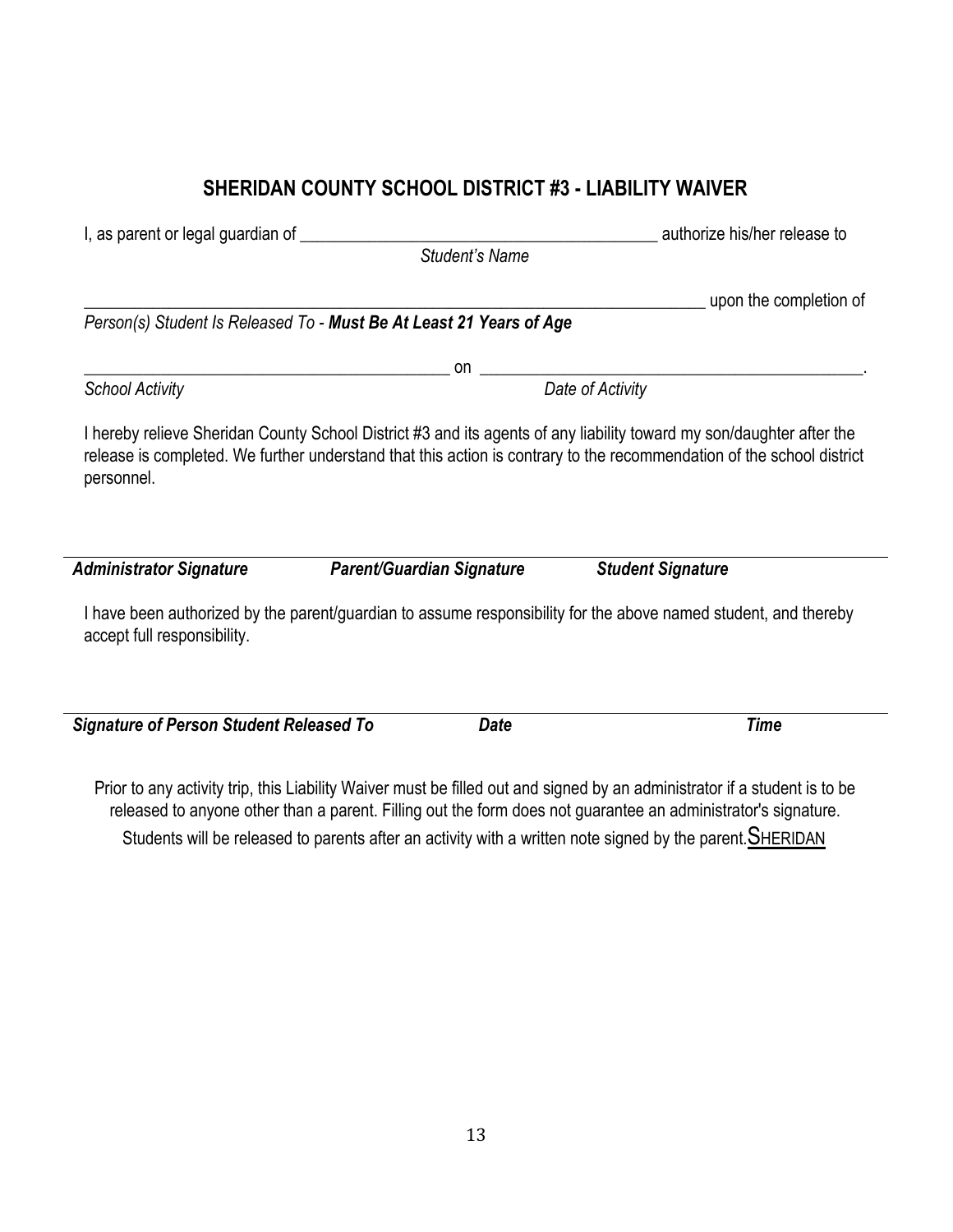## SHERIDAN COUNTY SCHOOL DISTRICT #3 - LIABILITY WAIVER

I, as parent or legal guardian of ___________________________________________ authorize his/her release to

*Student's Name*

__________________________________________________________________________ upon the completion of

*Person(s) Student Is Released To -* ***Must Be At Least 21 Years of Age***

_____________________________________________ on _______________________________________________.

*School Activity* *Date of Activity*

I hereby relieve Sheridan County School District #3 and its agents of any liability toward my son/daughter after the release is completed. We further understand that this action is contrary to the recommendation of the school district personnel.

___________________________________________________________________________________________

***Administrator Signature*** ***Parent/Guardian Signature*** ***Student Signature***

I have been authorized by the parent/guardian to assume responsibility for the above named student, and thereby accept full responsibility.

___________________________________________________________________________________________

***Signature of Person Student Released To*** ***Date*** ***Time***

Prior to any activity trip, this Liability Waiver must be filled out and signed by an administrator if a student is to be released to anyone other than a parent. Filling out the form does not guarantee an administrator's signature. Students will be released to parents after an activity with a written note signed by the parent. SHERIDAN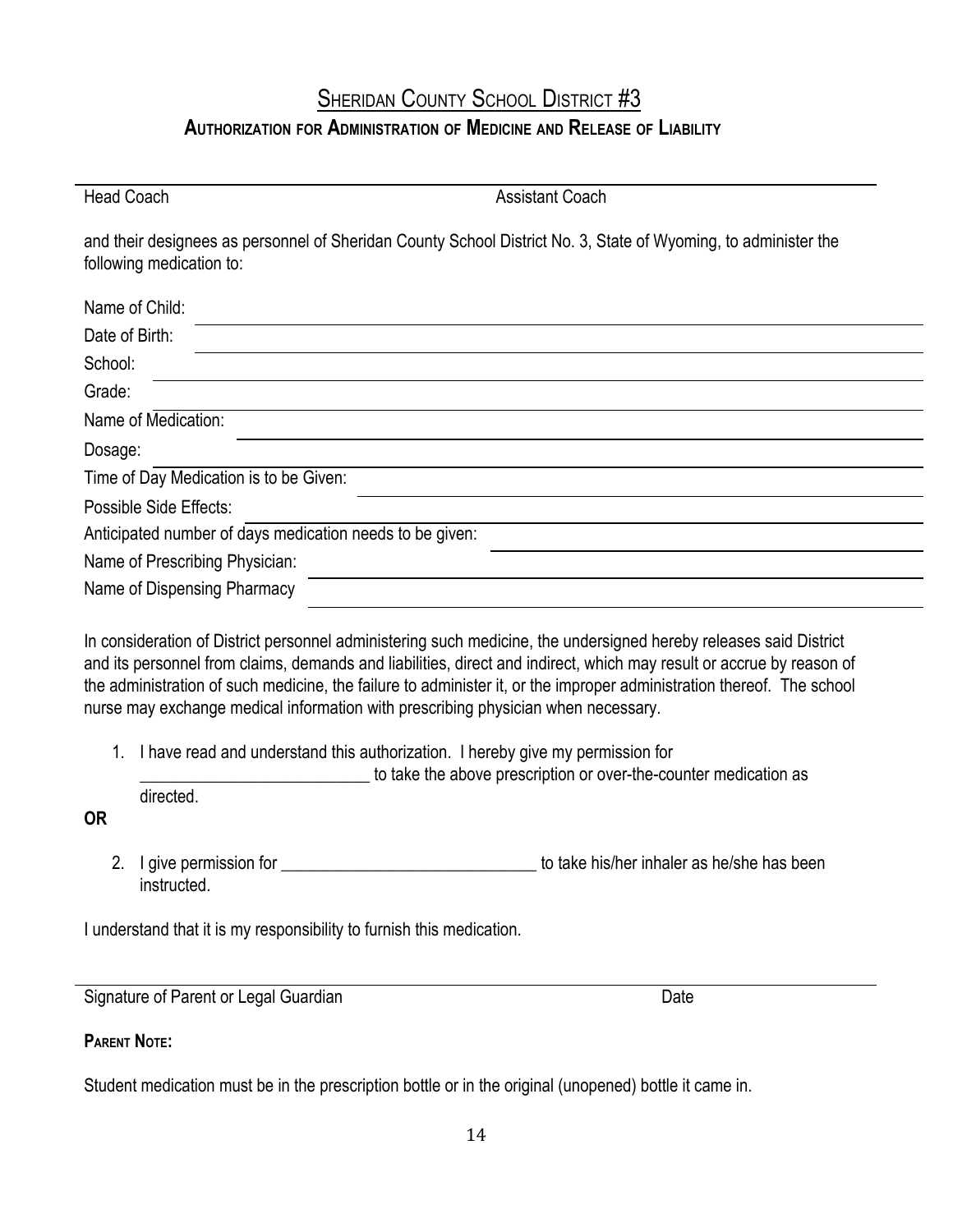# SHERIDAN COUNTY SCHOOL DISTRICT #3

## AUTHORIZATION FOR ADMINISTRATION OF MEDICINE AND RELEASE OF LIABILITY

Head Coach                                        Assistant Coach

and their designees as personnel of Sheridan County School District No. 3, State of Wyoming, to administer the following medication to:

Name of Child: ______________________________

Date of Birth: ______________________________

School: ______________________________

Grade: ______________________________

Name of Medication: ______________________________

Dosage: ______________________________

Time of Day Medication is to be Given: ______________________________

Possible Side Effects: ______________________________

Anticipated number of days medication needs to be given: ______________________________

Name of Prescribing Physician: ______________________________

Name of Dispensing Pharmacy ______________________________

In consideration of District personnel administering such medicine, the undersigned hereby releases said District and its personnel from claims, demands and liabilities, direct and indirect, which may result or accrue by reason of the administration of such medicine, the failure to administer it, or the improper administration thereof. The school nurse may exchange medical information with prescribing physician when necessary.

1. I have read and understand this authorization. I hereby give my permission for __________________________ to take the above prescription or over-the-counter medication as directed.

**OR**

2. I give permission for ______________________________ to take his/her inhaler as he/she has been instructed.

I understand that it is my responsibility to furnish this medication.

Signature of Parent or Legal Guardian                                        Date

**PARENT NOTE:**

Student medication must be in the prescription bottle or in the original (unopened) bottle it came in.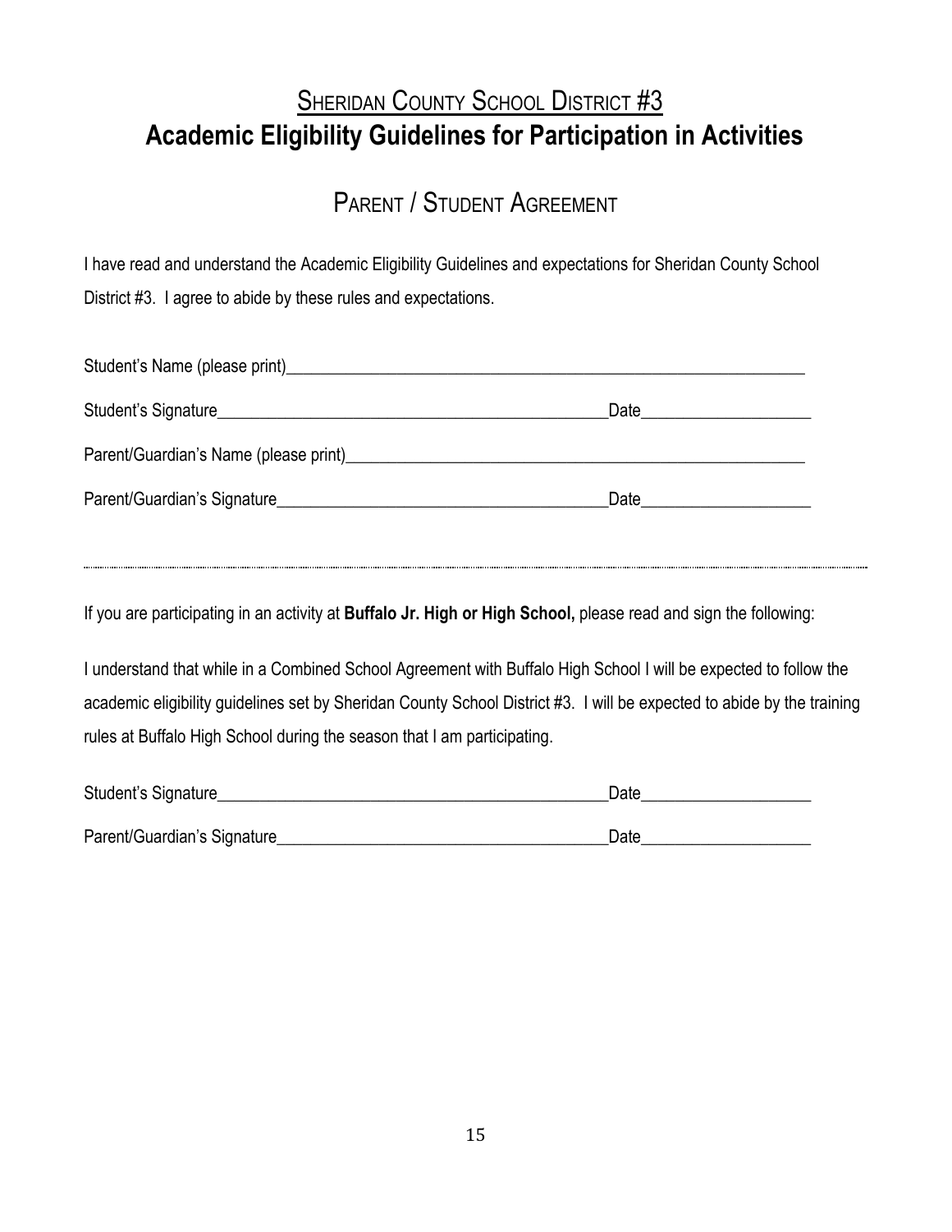## <u>Sheridan County School District #3</u>

# Academic Eligibility Guidelines for Participation in Activities

## Parent / Student Agreement

I have read and understand the Academic Eligibility Guidelines and expectations for Sheridan County School District #3. I agree to abide by these rules and expectations.

Student's Name (please print)_______________________________________________________________

Student's Signature_____________________________________________Date___________________

Parent/Guardian's Name (please print)_______________________________________________________

Parent/Guardian's Signature_______________________________________Date___________________

---

If you are participating in an activity at **Buffalo Jr. High or High School,** please read and sign the following:

I understand that while in a Combined School Agreement with Buffalo High School I will be expected to follow the academic eligibility guidelines set by Sheridan County School District #3. I will be expected to abide by the training rules at Buffalo High School during the season that I am participating.

Student's Signature_____________________________________________Date___________________

Parent/Guardian's Signature_______________________________________Date___________________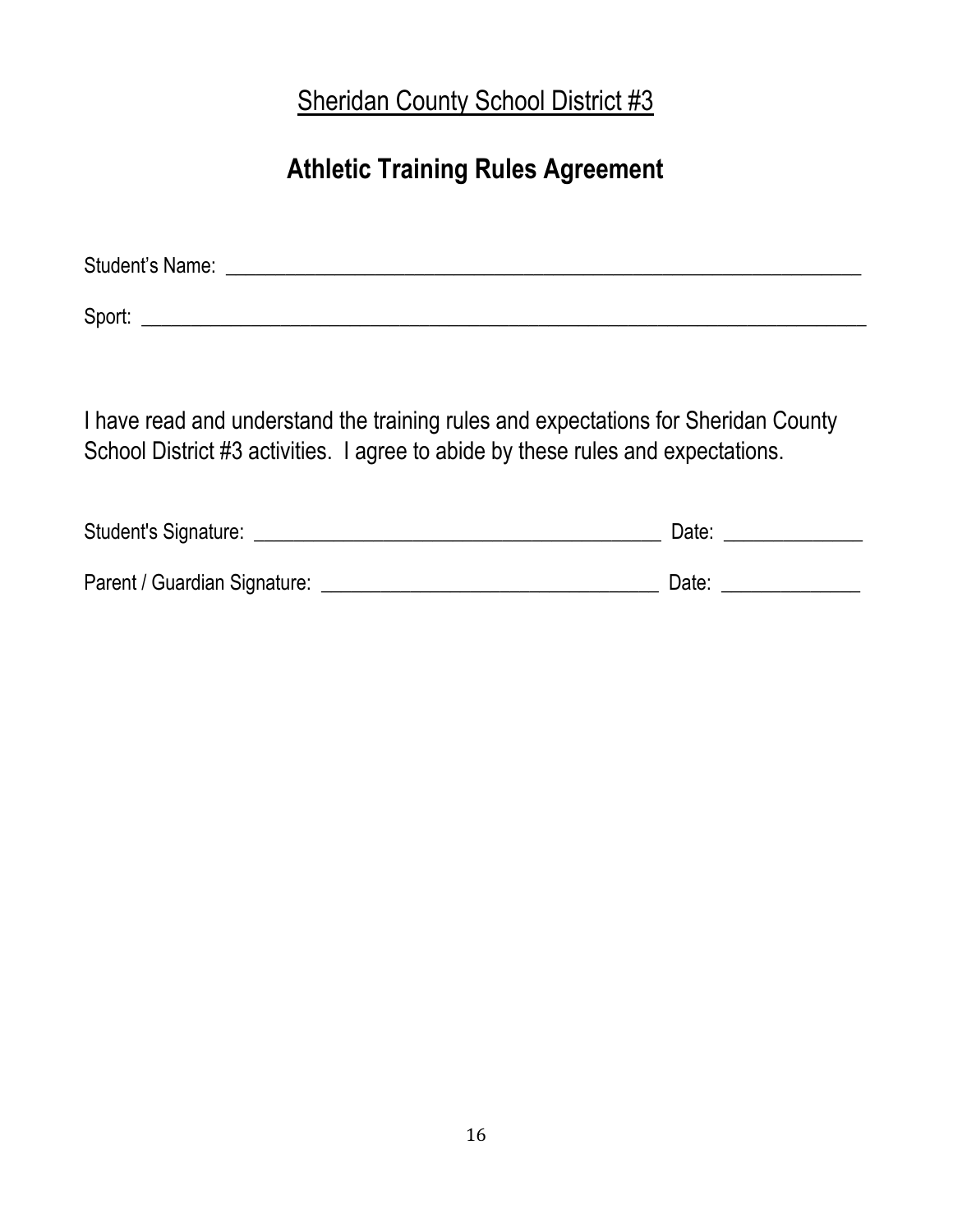Sheridan County School District #3

# Athletic Training Rules Agreement

Student's Name: ___________________________________________________________________

Sport: ________________________________________________________________________

I have read and understand the training rules and expectations for Sheridan County School District #3 activities. I agree to abide by these rules and expectations.

Student's Signature: __________________________________________ Date: ______________

Parent / Guardian Signature: ___________________________________ Date: ______________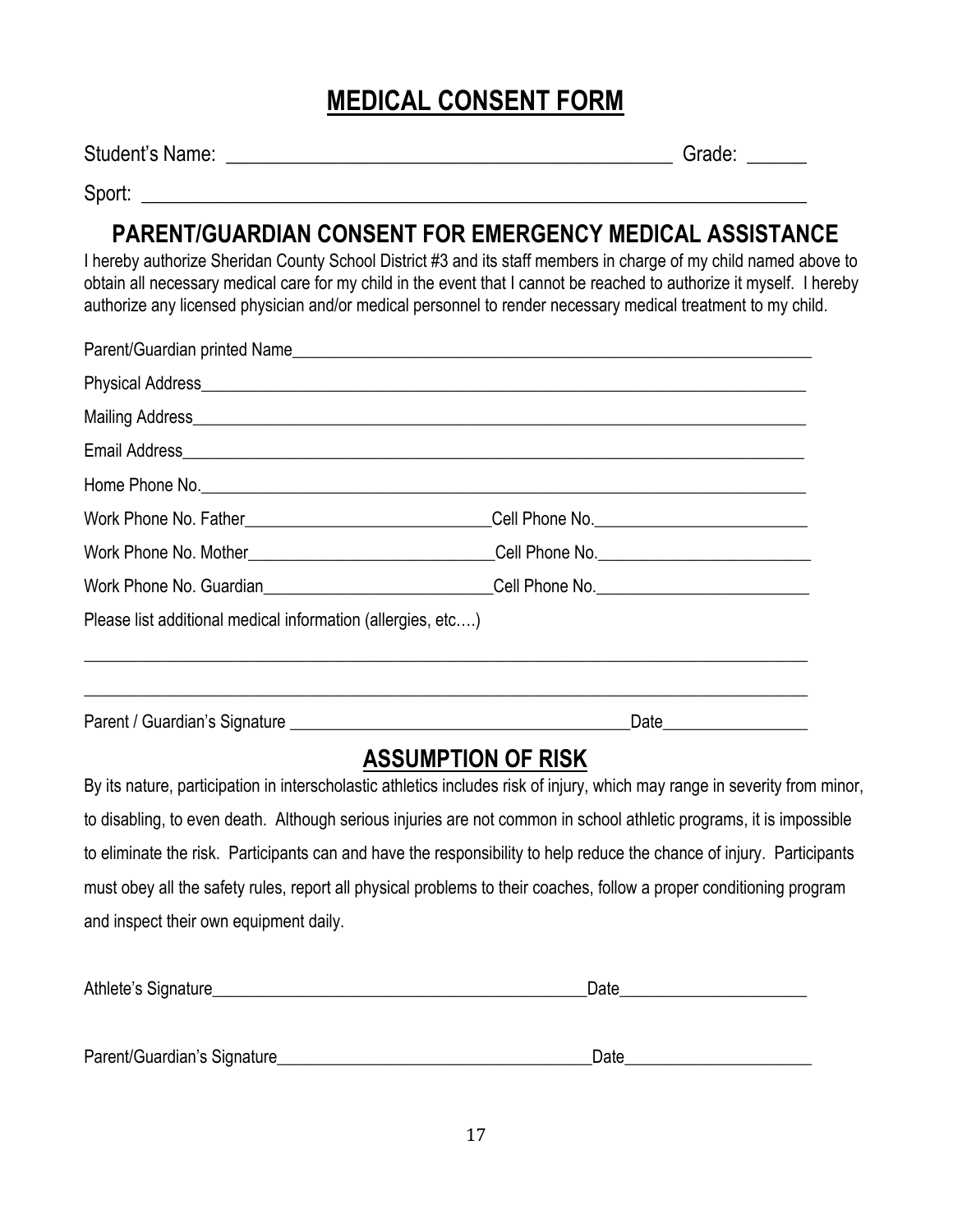# MEDICAL CONSENT FORM

Student's Name: _____________________________________________ Grade: ______

Sport: _______________________________________________________________

## PARENT/GUARDIAN CONSENT FOR EMERGENCY MEDICAL ASSISTANCE

I hereby authorize Sheridan County School District #3 and its staff members in charge of my child named above to obtain all necessary medical care for my child in the event that I cannot be reached to authorize it myself. I hereby authorize any licensed physician and/or medical personnel to render necessary medical treatment to my child.

Parent/Guardian printed Name_______________________________________________________________

Physical Address____________________________________________________________________

Mailing Address_____________________________________________________________________

Email Address______________________________________________________________________

Home Phone No._____________________________________________________________________

Work Phone No. Father____________________________Cell Phone No._________________________

Work Phone No. Mother____________________________Cell Phone No._________________________

Work Phone No. Guardian__________________________Cell Phone No._________________________

Please list additional medical information (allergies, etc….)

_______________________________________________________________________________________

_______________________________________________________________________________________

Parent / Guardian's Signature _______________________________________Date________________

## ASSUMPTION OF RISK

By its nature, participation in interscholastic athletics includes risk of injury, which may range in severity from minor, to disabling, to even death. Although serious injuries are not common in school athletic programs, it is impossible to eliminate the risk. Participants can and have the responsibility to help reduce the chance of injury. Participants must obey all the safety rules, report all physical problems to their coaches, follow a proper conditioning program and inspect their own equipment daily.

Athlete's Signature____________________________________________Date_____________________

Parent/Guardian's Signature____________________________________Date_____________________